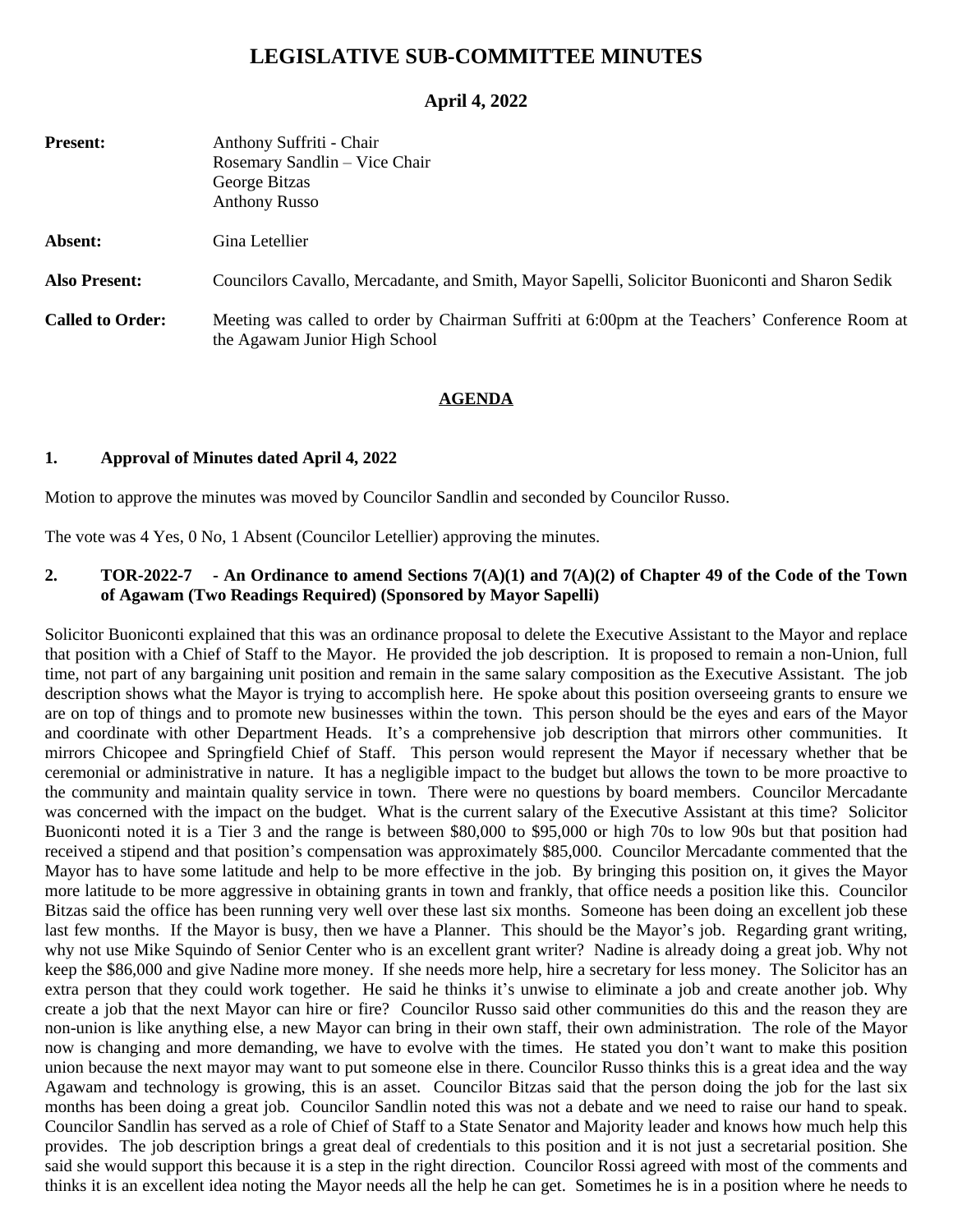# LEGISLATIVE SUB-COMMITTEE MINUTES

## April 4, 2022

**Present:** Anthony Suffriti - Chair
Rosemary Sandlin – Vice Chair
George Bitzas
Anthony Russo

**Absent:** Gina Letellier

**Also Present:** Councilors Cavallo, Mercadante, and Smith, Mayor Sapelli, Solicitor Buoniconti and Sharon Sedik

**Called to Order:** Meeting was called to order by Chairman Suffriti at 6:00pm at the Teachers' Conference Room at the Agawam Junior High School

**AGENDA**

**1. Approval of Minutes dated April 4, 2022**

Motion to approve the minutes was moved by Councilor Sandlin and seconded by Councilor Russo.

The vote was 4 Yes, 0 No, 1 Absent (Councilor Letellier) approving the minutes.

**2. TOR-2022-7 - An Ordinance to amend Sections 7(A)(1) and 7(A)(2) of Chapter 49 of the Code of the Town of Agawam (Two Readings Required) (Sponsored by Mayor Sapelli)**

Solicitor Buoniconti explained that this was an ordinance proposal to delete the Executive Assistant to the Mayor and replace that position with a Chief of Staff to the Mayor. He provided the job description. It is proposed to remain a non-Union, full time, not part of any bargaining unit position and remain in the same salary composition as the Executive Assistant. The job description shows what the Mayor is trying to accomplish here. He spoke about this position overseeing grants to ensure we are on top of things and to promote new businesses within the town. This person should be the eyes and ears of the Mayor and coordinate with other Department Heads. It's a comprehensive job description that mirrors other communities. It mirrors Chicopee and Springfield Chief of Staff. This person would represent the Mayor if necessary whether that be ceremonial or administrative in nature. It has a negligible impact to the budget but allows the town to be more proactive to the community and maintain quality service in town. There were no questions by board members. Councilor Mercadante was concerned with the impact on the budget. What is the current salary of the Executive Assistant at this time? Solicitor Buoniconti noted it is a Tier 3 and the range is between \$80,000 to \$95,000 or high 70s to low 90s but that position had received a stipend and that position's compensation was approximately \$85,000. Councilor Mercadante commented that the Mayor has to have some latitude and help to be more effective in the job. By bringing this position on, it gives the Mayor more latitude to be more aggressive in obtaining grants in town and frankly, that office needs a position like this. Councilor Bitzas said the office has been running very well over these last six months. Someone has been doing an excellent job these last few months. If the Mayor is busy, then we have a Planner. This should be the Mayor's job. Regarding grant writing, why not use Mike Squindo of Senior Center who is an excellent grant writer? Nadine is already doing a great job. Why not keep the \$86,000 and give Nadine more money. If she needs more help, hire a secretary for less money. The Solicitor has an extra person that they could work together. He said he thinks it's unwise to eliminate a job and create another job. Why create a job that the next Mayor can hire or fire? Councilor Russo said other communities do this and the reason they are non-union is like anything else, a new Mayor can bring in their own staff, their own administration. The role of the Mayor now is changing and more demanding, we have to evolve with the times. He stated you don't want to make this position union because the next mayor may want to put someone else in there. Councilor Russo thinks this is a great idea and the way Agawam and technology is growing, this is an asset. Councilor Bitzas said that the person doing the job for the last six months has been doing a great job. Councilor Sandlin noted this was not a debate and we need to raise our hand to speak. Councilor Sandlin has served as a role of Chief of Staff to a State Senator and Majority leader and knows how much help this provides. The job description brings a great deal of credentials to this position and it is not just a secretarial position. She said she would support this because it is a step in the right direction. Councilor Rossi agreed with most of the comments and thinks it is an excellent idea noting the Mayor needs all the help he can get. Sometimes he is in a position where he needs to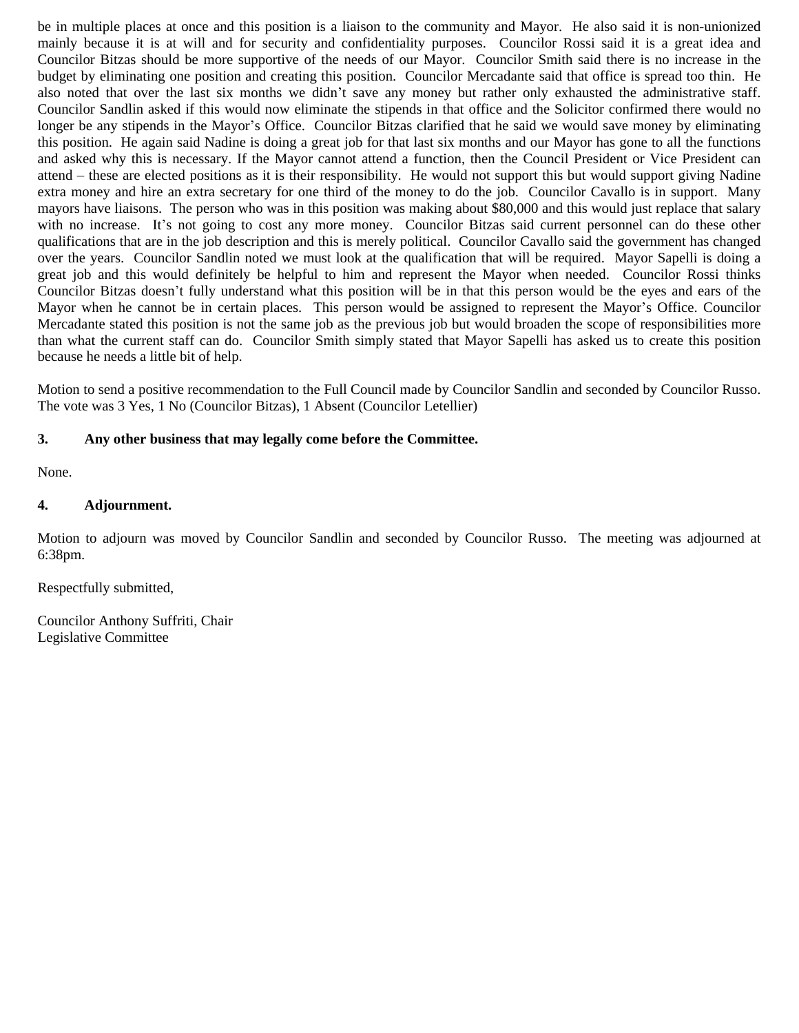be in multiple places at once and this position is a liaison to the community and Mayor. He also said it is non-unionized mainly because it is at will and for security and confidentiality purposes. Councilor Rossi said it is a great idea and Councilor Bitzas should be more supportive of the needs of our Mayor. Councilor Smith said there is no increase in the budget by eliminating one position and creating this position. Councilor Mercadante said that office is spread too thin. He also noted that over the last six months we didn't save any money but rather only exhausted the administrative staff. Councilor Sandlin asked if this would now eliminate the stipends in that office and the Solicitor confirmed there would no longer be any stipends in the Mayor's Office. Councilor Bitzas clarified that he said we would save money by eliminating this position. He again said Nadine is doing a great job for that last six months and our Mayor has gone to all the functions and asked why this is necessary. If the Mayor cannot attend a function, then the Council President or Vice President can attend – these are elected positions as it is their responsibility. He would not support this but would support giving Nadine extra money and hire an extra secretary for one third of the money to do the job. Councilor Cavallo is in support. Many mayors have liaisons. The person who was in this position was making about $80,000 and this would just replace that salary with no increase. It's not going to cost any more money. Councilor Bitzas said current personnel can do these other qualifications that are in the job description and this is merely political. Councilor Cavallo said the government has changed over the years. Councilor Sandlin noted we must look at the qualification that will be required. Mayor Sapelli is doing a great job and this would definitely be helpful to him and represent the Mayor when needed. Councilor Rossi thinks Councilor Bitzas doesn't fully understand what this position will be in that this person would be the eyes and ears of the Mayor when he cannot be in certain places. This person would be assigned to represent the Mayor's Office. Councilor Mercadante stated this position is not the same job as the previous job but would broaden the scope of responsibilities more than what the current staff can do. Councilor Smith simply stated that Mayor Sapelli has asked us to create this position because he needs a little bit of help.

Motion to send a positive recommendation to the Full Council made by Councilor Sandlin and seconded by Councilor Russo. The vote was 3 Yes, 1 No (Councilor Bitzas), 1 Absent (Councilor Letellier)

**3. Any other business that may legally come before the Committee.**

None.

**4. Adjournment.**

Motion to adjourn was moved by Councilor Sandlin and seconded by Councilor Russo. The meeting was adjourned at 6:38pm.

Respectfully submitted,

Councilor Anthony Suffriti, Chair
Legislative Committee